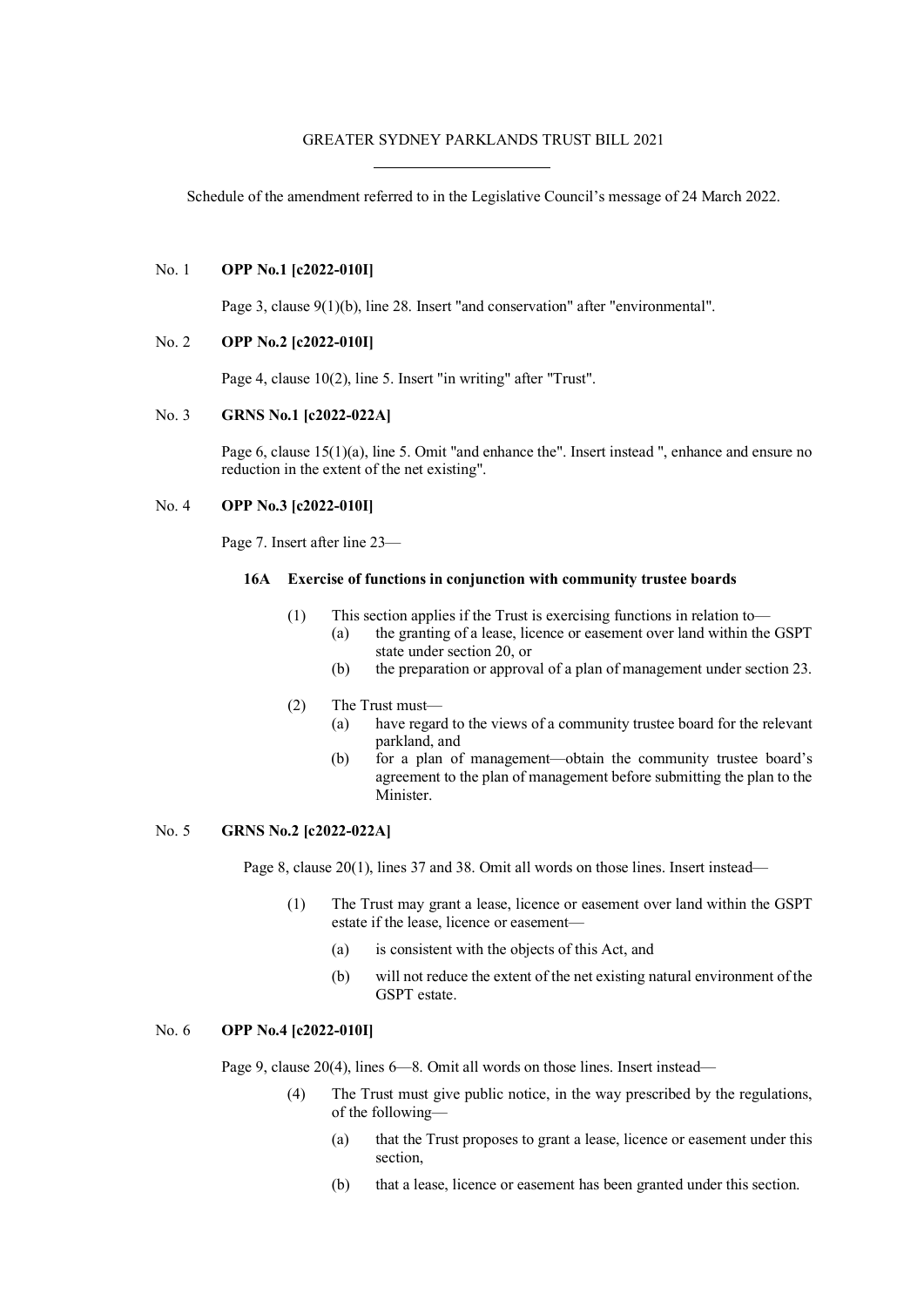# GREATER SYDNEY PARKLANDS TRUST BILL 2021

Schedule of the amendment referred to in the Legislative Council's message of 24 March 2022.

No. 1 **OPP No.1 [c2022-010I]**

Page 3, clause 9(1)(b), line 28. Insert "and conservation" after "environmental".

No. 2 **OPP No.2 [c2022-010I]**

Page 4, clause 10(2), line 5. Insert "in writing" after "Trust".

No. 3 **GRNS No.1 [c2022-022A]**

Page 6, clause 15(1)(a), line 5. Omit "and enhance the". Insert instead ", enhance and ensure no reduction in the extent of the net existing".

No. 4 **OPP No.3 [c2022-010I]**

Page 7. Insert after line 23—

**16A Exercise of functions in conjunction with community trustee boards**

(1) This section applies if the Trust is exercising functions in relation to—

(a) the granting of a lease, licence or easement over land within the GSPT state under section 20, or

(b) the preparation or approval of a plan of management under section 23.

(2) The Trust must—

(a) have regard to the views of a community trustee board for the relevant parkland, and

(b) for a plan of management—obtain the community trustee board's agreement to the plan of management before submitting the plan to the Minister.

No. 5 **GRNS No.2 [c2022-022A]**

Page 8, clause 20(1), lines 37 and 38. Omit all words on those lines. Insert instead—

(1) The Trust may grant a lease, licence or easement over land within the GSPT estate if the lease, licence or easement—

(a) is consistent with the objects of this Act, and

(b) will not reduce the extent of the net existing natural environment of the GSPT estate.

No. 6 **OPP No.4 [c2022-010I]**

Page 9, clause 20(4), lines 6—8. Omit all words on those lines. Insert instead—

(4) The Trust must give public notice, in the way prescribed by the regulations, of the following—

(a) that the Trust proposes to grant a lease, licence or easement under this section,

(b) that a lease, licence or easement has been granted under this section.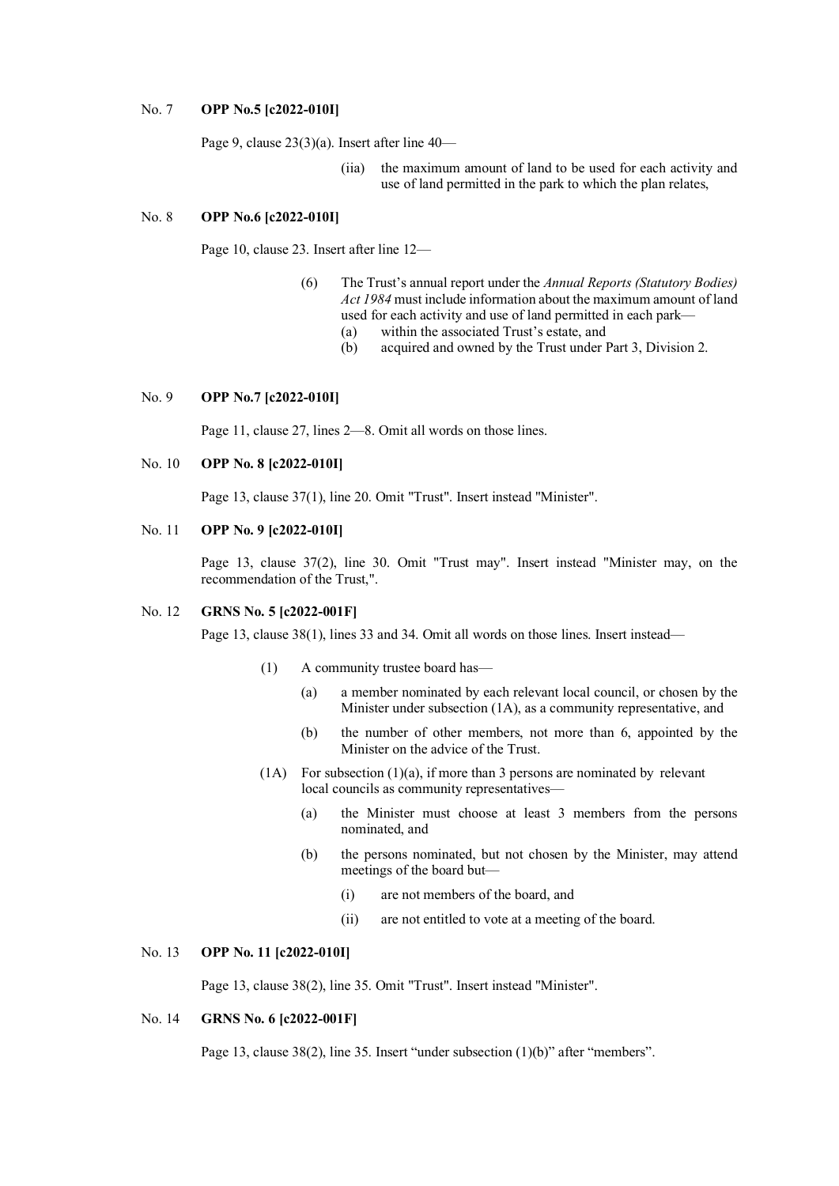No. 7 **OPP No.5 [c2022-010I]**

Page 9, clause 23(3)(a). Insert after line 40—

> (iia) the maximum amount of land to be used for each activity and use of land permitted in the park to which the plan relates,

No. 8 **OPP No.6 [c2022-010I]**

Page 10, clause 23. Insert after line 12—

> (6) The Trust's annual report under the *Annual Reports (Statutory Bodies) Act 1984* must include information about the maximum amount of land used for each activity and use of land permitted in each park—
>
> (a) within the associated Trust's estate, and
>
> (b) acquired and owned by the Trust under Part 3, Division 2.

No. 9 **OPP No.7 [c2022-010I]**

Page 11, clause 27, lines 2—8. Omit all words on those lines.

No. 10 **OPP No. 8 [c2022-010I]**

Page 13, clause 37(1), line 20. Omit "Trust". Insert instead "Minister".

No. 11 **OPP No. 9 [c2022-010I]**

Page 13, clause 37(2), line 30. Omit "Trust may". Insert instead "Minister may, on the recommendation of the Trust,".

No. 12 **GRNS No. 5 [c2022-001F]**

Page 13, clause 38(1), lines 33 and 34. Omit all words on those lines. Insert instead—

> (1) A community trustee board has—
>
> (a) a member nominated by each relevant local council, or chosen by the Minister under subsection (1A), as a community representative, and
>
> (b) the number of other members, not more than 6, appointed by the Minister on the advice of the Trust.
>
> (1A) For subsection (1)(a), if more than 3 persons are nominated by relevant local councils as community representatives—
>
> (a) the Minister must choose at least 3 members from the persons nominated, and
>
> (b) the persons nominated, but not chosen by the Minister, may attend meetings of the board but—
>
> (i) are not members of the board, and
>
> (ii) are not entitled to vote at a meeting of the board.

No. 13 **OPP No. 11 [c2022-010I]**

Page 13, clause 38(2), line 35. Omit "Trust". Insert instead "Minister".

No. 14 **GRNS No. 6 [c2022-001F]**

Page 13, clause 38(2), line 35. Insert "under subsection (1)(b)" after "members".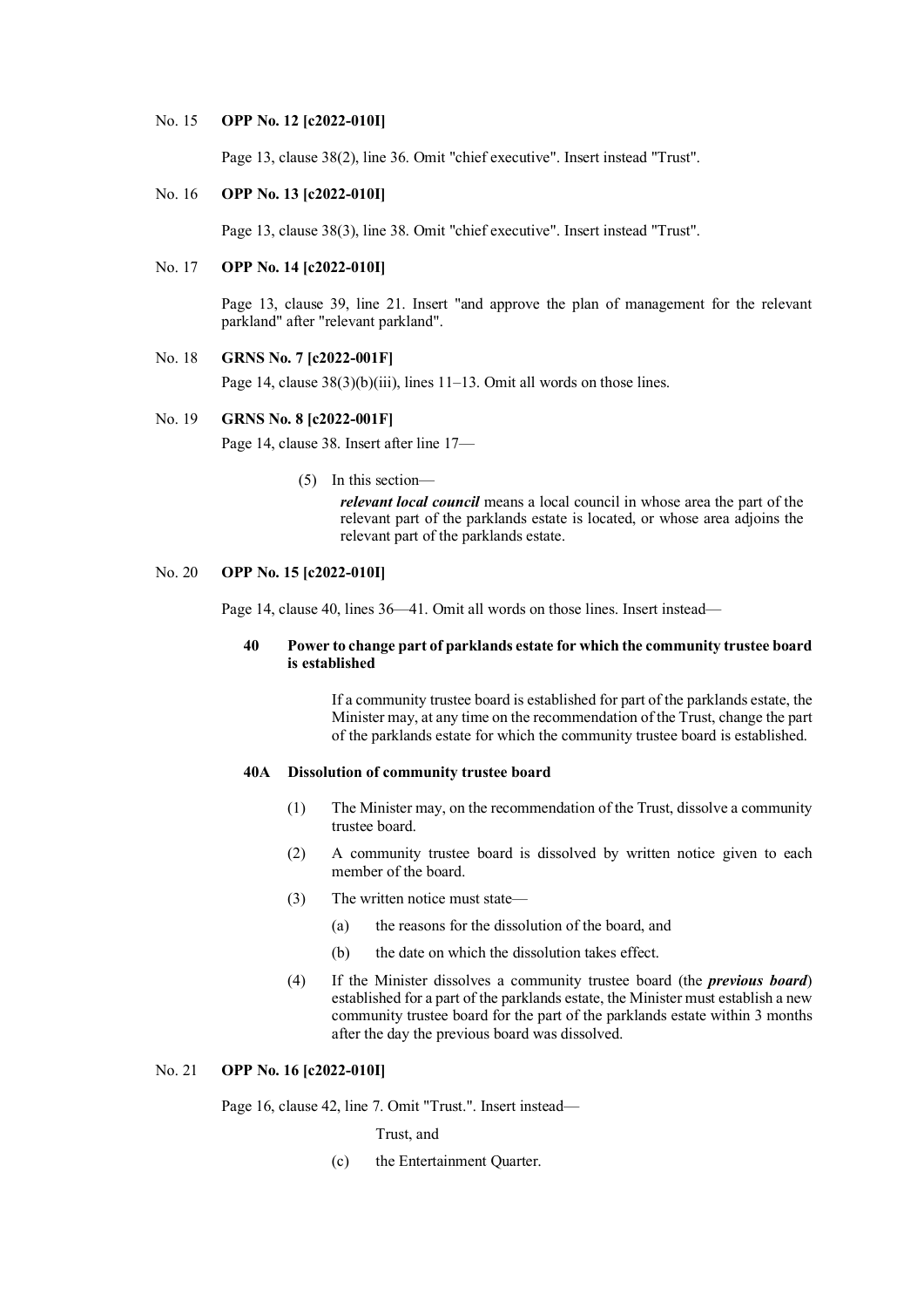No. 15 **OPP No. 12 [c2022-010I]**

Page 13, clause 38(2), line 36. Omit "chief executive". Insert instead "Trust".

No. 16 **OPP No. 13 [c2022-010I]**

Page 13, clause 38(3), line 38. Omit "chief executive". Insert instead "Trust".

No. 17 **OPP No. 14 [c2022-010I]**

Page 13, clause 39, line 21. Insert "and approve the plan of management for the relevant parkland" after "relevant parkland".

No. 18 **GRNS No. 7 [c2022-001F]**

Page 14, clause 38(3)(b)(iii), lines 11–13. Omit all words on those lines.

No. 19 **GRNS No. 8 [c2022-001F]**

Page 14, clause 38. Insert after line 17—

(5) In this section—

***relevant local council*** means a local council in whose area the part of the relevant part of the parklands estate is located, or whose area adjoins the relevant part of the parklands estate.

No. 20 **OPP No. 15 [c2022-010I]**

Page 14, clause 40, lines 36—41. Omit all words on those lines. Insert instead—

**40 Power to change part of parklands estate for which the community trustee board is established**

If a community trustee board is established for part of the parklands estate, the Minister may, at any time on the recommendation of the Trust, change the part of the parklands estate for which the community trustee board is established.

**40A Dissolution of community trustee board**

(1) The Minister may, on the recommendation of the Trust, dissolve a community trustee board.

(2) A community trustee board is dissolved by written notice given to each member of the board.

(3) The written notice must state—

(a) the reasons for the dissolution of the board, and

(b) the date on which the dissolution takes effect.

(4) If the Minister dissolves a community trustee board (the ***previous board***) established for a part of the parklands estate, the Minister must establish a new community trustee board for the part of the parklands estate within 3 months after the day the previous board was dissolved.

No. 21 **OPP No. 16 [c2022-010I]**

Page 16, clause 42, line 7. Omit "Trust.". Insert instead—

Trust, and

(c) the Entertainment Quarter.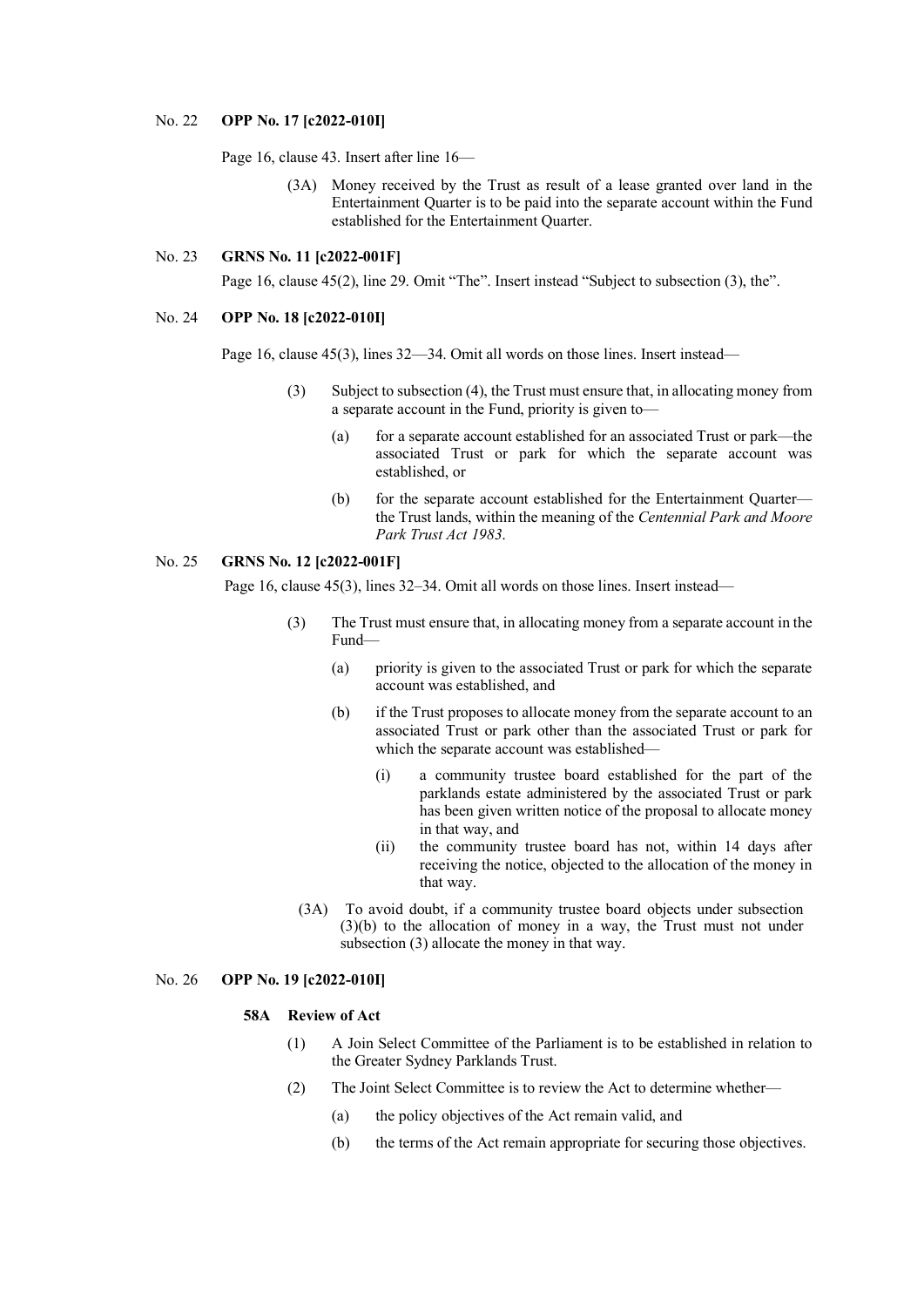No. 22 **OPP No. 17 [c2022-010I]**

Page 16, clause 43. Insert after line 16—

> (3A) Money received by the Trust as result of a lease granted over land in the Entertainment Quarter is to be paid into the separate account within the Fund established for the Entertainment Quarter.

No. 23 **GRNS No. 11 [c2022-001F]**

Page 16, clause 45(2), line 29. Omit "The". Insert instead "Subject to subsection (3), the".

No. 24 **OPP No. 18 [c2022-010I]**

Page 16, clause 45(3), lines 32—34. Omit all words on those lines. Insert instead—

> (3) Subject to subsection (4), the Trust must ensure that, in allocating money from a separate account in the Fund, priority is given to—
>
> (a) for a separate account established for an associated Trust or park—the associated Trust or park for which the separate account was established, or
>
> (b) for the separate account established for the Entertainment Quarter—the Trust lands, within the meaning of the *Centennial Park and Moore Park Trust Act 1983*.

No. 25 **GRNS No. 12 [c2022-001F]**

Page 16, clause 45(3), lines 32–34. Omit all words on those lines. Insert instead—

> (3) The Trust must ensure that, in allocating money from a separate account in the Fund—
>
> (a) priority is given to the associated Trust or park for which the separate account was established, and
>
> (b) if the Trust proposes to allocate money from the separate account to an associated Trust or park other than the associated Trust or park for which the separate account was established—
>
> (i) a community trustee board established for the part of the parklands estate administered by the associated Trust or park has been given written notice of the proposal to allocate money in that way, and
>
> (ii) the community trustee board has not, within 14 days after receiving the notice, objected to the allocation of the money in that way.
>
> (3A) To avoid doubt, if a community trustee board objects under subsection (3)(b) to the allocation of money in a way, the Trust must not under subsection (3) allocate the money in that way.

No. 26 **OPP No. 19 [c2022-010I]**

> **58A Review of Act**
>
> (1) A Join Select Committee of the Parliament is to be established in relation to the Greater Sydney Parklands Trust.
>
> (2) The Joint Select Committee is to review the Act to determine whether—
>
> (a) the policy objectives of the Act remain valid, and
>
> (b) the terms of the Act remain appropriate for securing those objectives.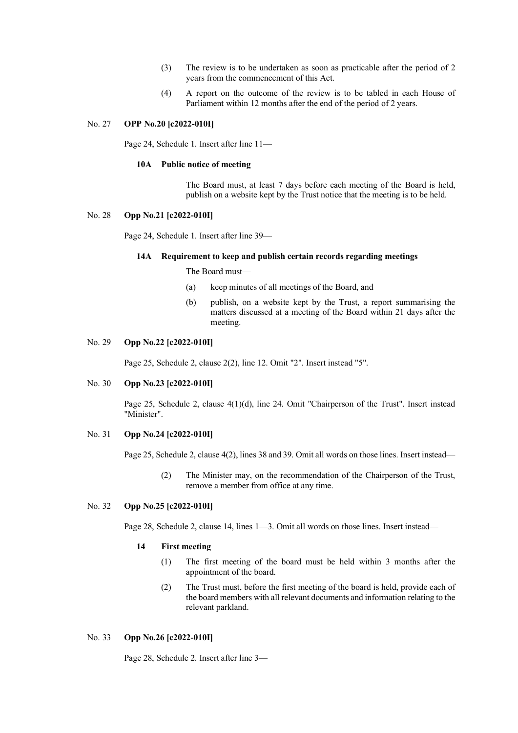(3) The review is to be undertaken as soon as practicable after the period of 2 years from the commencement of this Act.

(4) A report on the outcome of the review is to be tabled in each House of Parliament within 12 months after the end of the period of 2 years.

No. 27 **OPP No.20 [c2022-010I]**

Page 24, Schedule 1. Insert after line 11—

**10A Public notice of meeting**

The Board must, at least 7 days before each meeting of the Board is held, publish on a website kept by the Trust notice that the meeting is to be held.

No. 28 **Opp No.21 [c2022-010I]**

Page 24, Schedule 1. Insert after line 39—

**14A Requirement to keep and publish certain records regarding meetings**

The Board must—

(a) keep minutes of all meetings of the Board, and

(b) publish, on a website kept by the Trust, a report summarising the matters discussed at a meeting of the Board within 21 days after the meeting.

No. 29 **Opp No.22 [c2022-010I]**

Page 25, Schedule 2, clause 2(2), line 12. Omit "2". Insert instead "5".

No. 30 **Opp No.23 [c2022-010I]**

Page 25, Schedule 2, clause 4(1)(d), line 24. Omit "Chairperson of the Trust". Insert instead "Minister".

No. 31 **Opp No.24 [c2022-010I]**

Page 25, Schedule 2, clause 4(2), lines 38 and 39. Omit all words on those lines. Insert instead—

(2) The Minister may, on the recommendation of the Chairperson of the Trust, remove a member from office at any time.

No. 32 **Opp No.25 [c2022-010I]**

Page 28, Schedule 2, clause 14, lines 1—3. Omit all words on those lines. Insert instead—

**14 First meeting**

(1) The first meeting of the board must be held within 3 months after the appointment of the board.

(2) The Trust must, before the first meeting of the board is held, provide each of the board members with all relevant documents and information relating to the relevant parkland.

No. 33 **Opp No.26 [c2022-010I]**

Page 28, Schedule 2. Insert after line 3—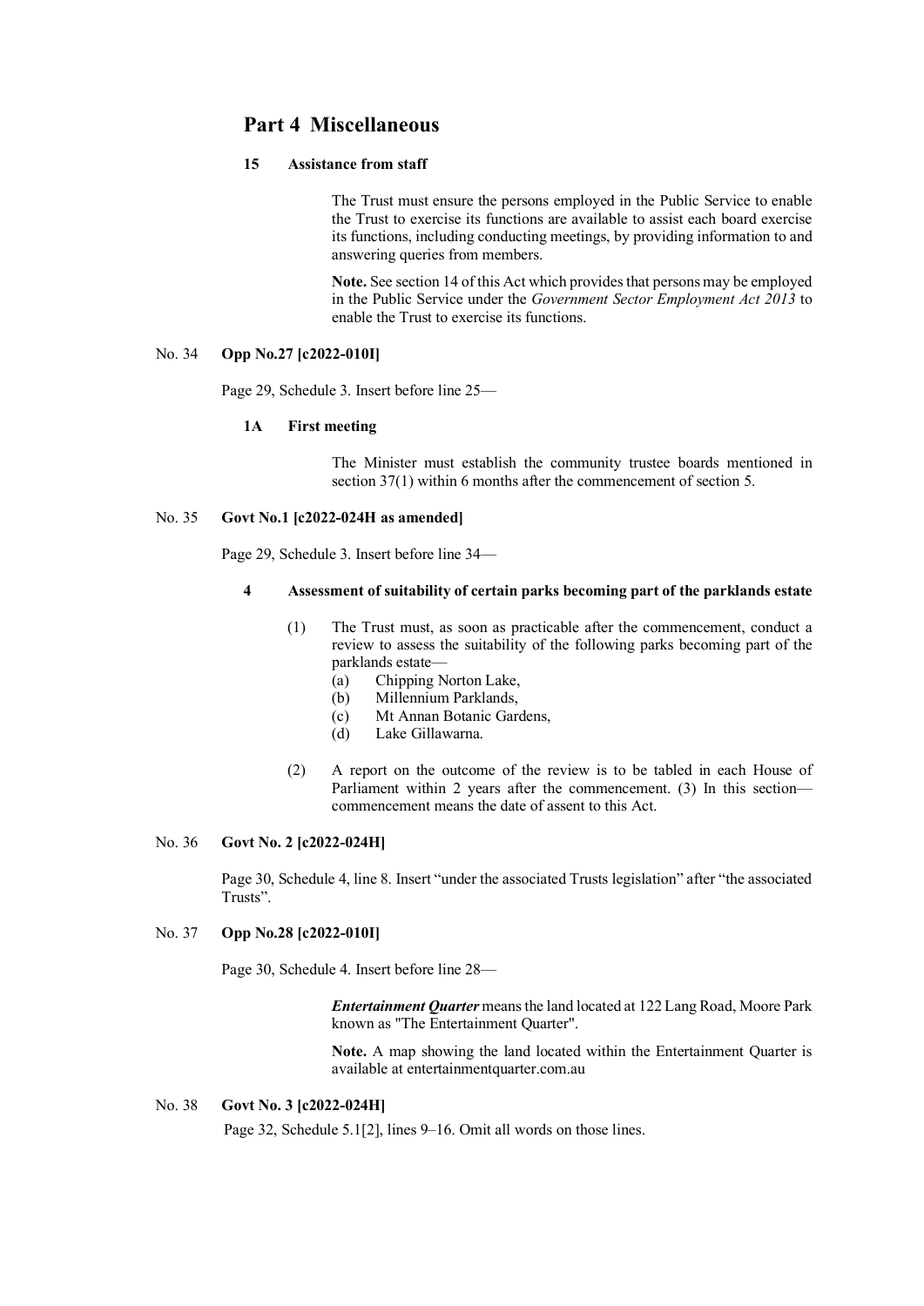## Part 4 Miscellaneous

**15 Assistance from staff**

The Trust must ensure the persons employed in the Public Service to enable the Trust to exercise its functions are available to assist each board exercise its functions, including conducting meetings, by providing information to and answering queries from members.

**Note.** See section 14 of this Act which provides that persons may be employed in the Public Service under the *Government Sector Employment Act 2013* to enable the Trust to exercise its functions.

No. 34 **Opp No.27 [c2022-010I]**

Page 29, Schedule 3. Insert before line 25—

**1A First meeting**

The Minister must establish the community trustee boards mentioned in section 37(1) within 6 months after the commencement of section 5.

No. 35 **Govt No.1 [c2022-024H as amended]**

Page 29, Schedule 3. Insert before line 34—

**4 Assessment of suitability of certain parks becoming part of the parklands estate**

(1) The Trust must, as soon as practicable after the commencement, conduct a review to assess the suitability of the following parks becoming part of the parklands estate—

(a) Chipping Norton Lake,

(b) Millennium Parklands,

(c) Mt Annan Botanic Gardens,

(d) Lake Gillawarna.

(2) A report on the outcome of the review is to be tabled in each House of Parliament within 2 years after the commencement. (3) In this section—commencement means the date of assent to this Act.

No. 36 **Govt No. 2 [c2022-024H]**

Page 30, Schedule 4, line 8. Insert "under the associated Trusts legislation" after "the associated Trusts".

No. 37 **Opp No.28 [c2022-010I]**

Page 30, Schedule 4. Insert before line 28—

***Entertainment Quarter*** means the land located at 122 Lang Road, Moore Park known as "The Entertainment Quarter".

**Note.** A map showing the land located within the Entertainment Quarter is available at entertainmentquarter.com.au

No. 38 **Govt No. 3 [c2022-024H]**

Page 32, Schedule 5.1[2], lines 9–16. Omit all words on those lines.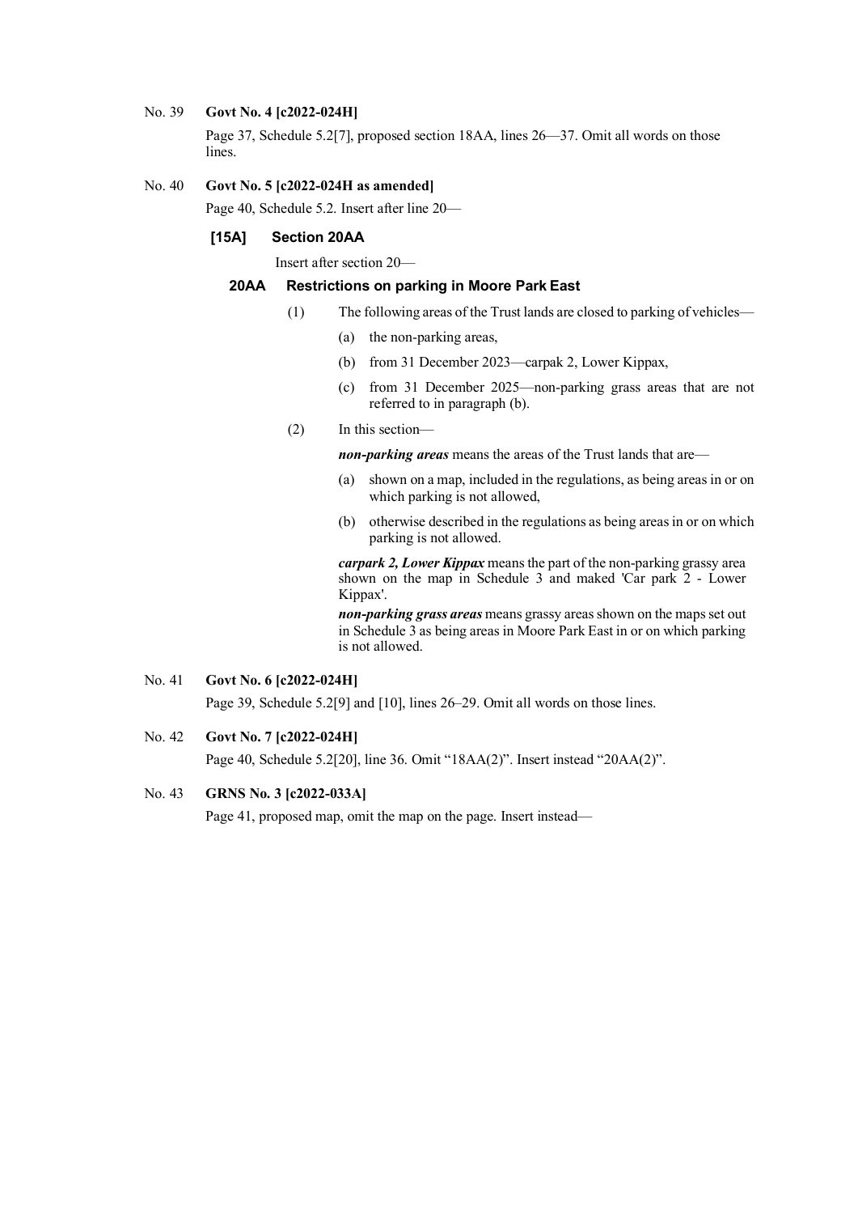No. 39 **Govt No. 4 [c2022-024H]**

Page 37, Schedule 5.2[7], proposed section 18AA, lines 26—37. Omit all words on those lines.

No. 40 **Govt No. 5 [c2022-024H as amended]**

Page 40, Schedule 5.2. Insert after line 20—

**[15A] Section 20AA**

Insert after section 20—

**20AA Restrictions on parking in Moore Park East**

(1) The following areas of the Trust lands are closed to parking of vehicles—

(a) the non-parking areas,

(b) from 31 December 2023—carpak 2, Lower Kippax,

(c) from 31 December 2025—non-parking grass areas that are not referred to in paragraph (b).

(2) In this section—

***non-parking areas*** means the areas of the Trust lands that are—

(a) shown on a map, included in the regulations, as being areas in or on which parking is not allowed,

(b) otherwise described in the regulations as being areas in or on which parking is not allowed.

***carpark 2, Lower Kippax*** means the part of the non-parking grassy area shown on the map in Schedule 3 and maked 'Car park 2 - Lower Kippax'.

***non-parking grass areas*** means grassy areas shown on the maps set out in Schedule 3 as being areas in Moore Park East in or on which parking is not allowed.

No. 41 **Govt No. 6 [c2022-024H]**

Page 39, Schedule 5.2[9] and [10], lines 26–29. Omit all words on those lines.

No. 42 **Govt No. 7 [c2022-024H]**

Page 40, Schedule 5.2[20], line 36. Omit "18AA(2)". Insert instead "20AA(2)".

No. 43 **GRNS No. 3 [c2022-033A]**

Page 41, proposed map, omit the map on the page. Insert instead—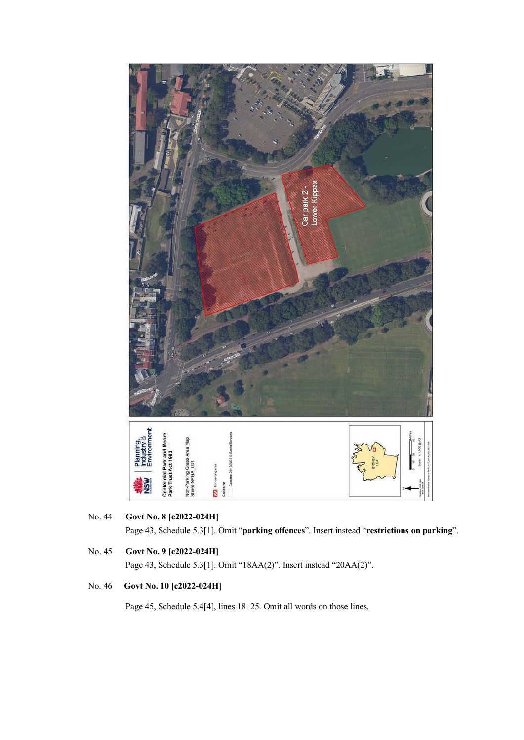No. 44 **Govt No. 8 [c2022-024H]**

Page 43, Schedule 5.3[1]. Omit “**parking offences**”. Insert instead “**restrictions on parking**”.

No. 45 **Govt No. 9 [c2022-024H]**

Page 43, Schedule 5.3[1]. Omit “18AA(2)”. Insert instead “20AA(2)”.

No. 46 **Govt No. 10 [c2022-024H]**

Page 45, Schedule 5.4[4], lines 18–25. Omit all words on those lines.